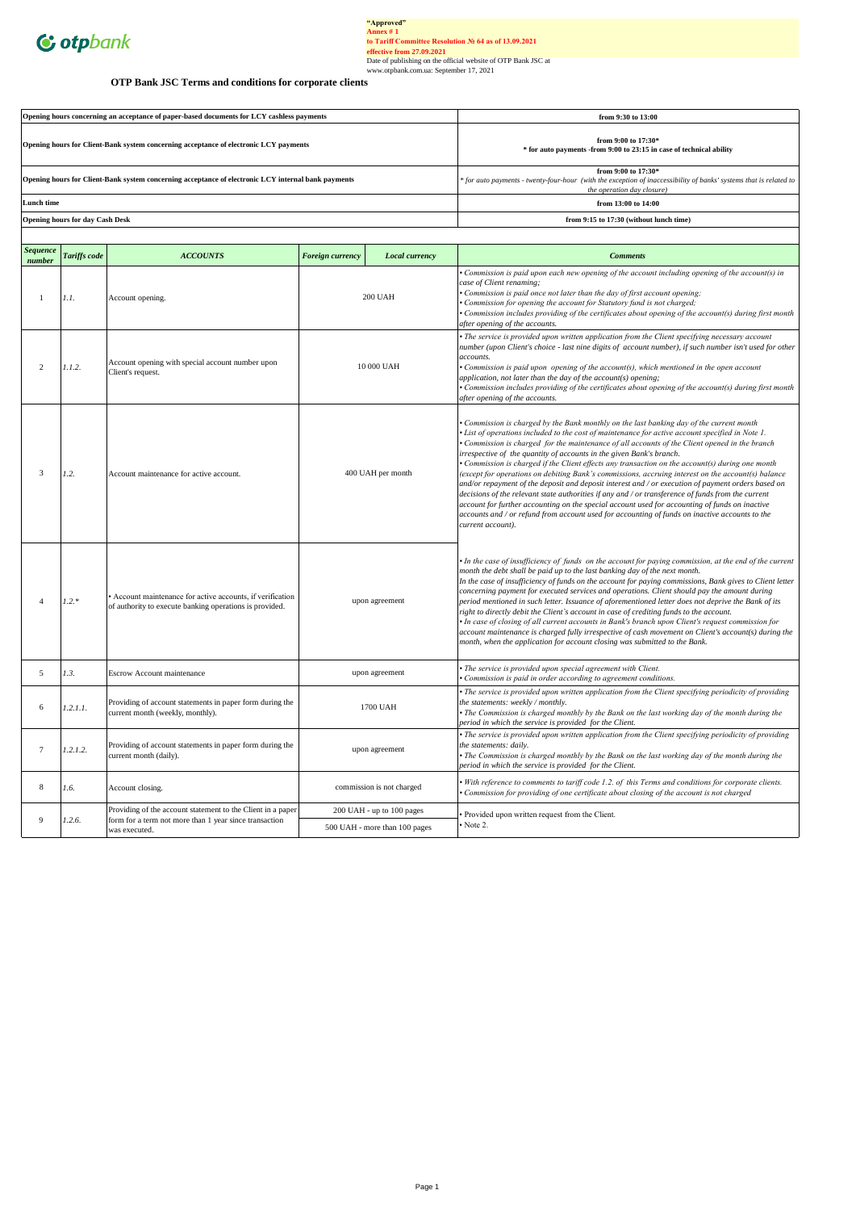otpbank

**"Approved"**
**Annex # 1**
**to Tariff Committee Resolution № 64 as of 13.09.2021**
**effective from 27.09.2021**
Date of publishing on the official website of OTP Bank JSC at
www.otpbank.com.ua: September 17, 2021

## OTP Bank JSC Terms and conditions for corporate clients

| | |
|---|---|
| **Opening hours concerning an acceptance of paper-based documents for LCY cashless payments** | **from 9:30 to 13:00** |
| **Opening hours for Client-Bank system concerning acceptance of electronic LCY payments** | **from 9:00 to 17:30*** **\* for auto payments -from 9:00 to 23:15 in case of technical ability** |
| **Opening hours for Client-Bank system concerning acceptance of electronic LCY internal bank payments** | **from 9:00 to 17:30*** *\* for auto payments - twenty-four-hour (with the exception of inaccessibility of banks' systems that is related to the operation day closure)* |
| **Lunch time** | **from 13:00 to 14:00** |
| **Opening hours for day Cash Desk** | **from 9:15 to 17:30 (without lunch time)** |

| *Sequence number* | *Tariffs code* | *ACCOUNTS* | *Foreign currency* | *Local currency* | *Comments* |
|---|---|---|---|---|---|
| 1 | *1.1.* | Account opening. | 200 UAH | | • *Commission is paid upon each new opening of the account including opening of the account(s) in case of Client renaming;* • *Commission is paid once not later than the day of first account opening;* • *Commission for opening the account for Statutory fund is not charged;* • *Commission includes providing of the certificates about opening of the account(s) during first month after opening of the accounts.* |
| 2 | *1.1.2.* | Account opening with special account number upon Client's request. | 10 000 UAH | | • *The service is provided upon written application from the Client specifying necessary account number (upon Client's choice - last nine digits of account number), if such number isn't used for other accounts.* • *Commission is paid upon opening of the account(s), which mentioned in the open account application, not later than the day of the account(s) opening;* • *Commission includes providing of the certificates about opening of the account(s) during first month after opening of the accounts.* |
| 3 | *1.2.* | Account maintenance for active account. | 400 UAH per month | | • *Commission is charged by the Bank monthly on the last banking day of the current month* • *List of operations included to the cost of maintenance for active account specified in Note 1.* • *Commission is charged for the maintenance of all accounts of the Client opened in the branch irrespective of the quantity of accounts in the given Bank's branch.* • *Commission is charged if the Client effects any transaction on the account(s) during one month (except for operations on debiting Bank's commissions, accruing interest on the account(s) balance and/or repayment of the deposit and deposit interest and / or execution of payment orders based on decisions of the relevant state authorities if any and / or transference of funds from the current account for further accounting on the special account used for accounting of funds on inactive accounts and / or refund from account used for accounting of funds on inactive accounts to the current account).* |
| 4 | *1.2.\** | • Account maintenance for active accounts, if verification of authority to execute banking operations is provided. | upon agreement | | • *In the case of insufficiency of funds on the account for paying commission, at the end of the current month the debt shall be paid up to the last banking day of the next month.* *In the case of insufficiency of funds on the account for paying commissions, Bank gives to Client letter concerning payment for executed services and operations. Client should pay the amount during period mentioned in such letter. Issuance of aforementioned letter does not deprive the Bank of its right to directly debit the Client's account in case of crediting funds to the account.* • *In case of closing of all current accounts in Bank's branch upon Client's request commission for account maintenance is charged fully irrespective of cash movement on Client's account(s) during the month, when the application for account closing was submitted to the Bank.* |
| 5 | *1.3.* | Escrow Account maintenance | upon agreement | | • *The service is provided upon special agreement with Client.* • *Commission is paid in order according to agreement conditions.* |
| 6 | *1.2.1.1.* | Providing of account statements in paper form during the current month (weekly, monthly). | 1700 UAH | | • *The service is provided upon written application from the Client specifying periodicity of providing the statements: weekly / monthly.* • *The Commission is charged monthly by the Bank on the last working day of the month during the period in which the service is provided for the Client.* |
| 7 | *1.2.1.2.* | Providing of account statements in paper form during the current month (daily). | upon agreement | | • *The service is provided upon written application from the Client specifying periodicity of providing the statements: daily.* • *The Commission is charged monthly by the Bank on the last working day of the month during the period in which the service is provided for the Client.* |
| 8 | *1.6.* | Account closing. | commission is not charged | | • *With reference to comments to tariff code 1.2. of this Terms and conditions for corporate clients.* • *Commission for providing of one certificate about closing of the account is not charged* |
| 9 | *1.2.6.* | Providing of the account statement to the Client in a paper form for a term not more than 1 year since transaction was executed. | 200 UAH - up to 100 pages; 500 UAH - more than 100 pages | | • Provided upon written request from the Client. • Note 2. |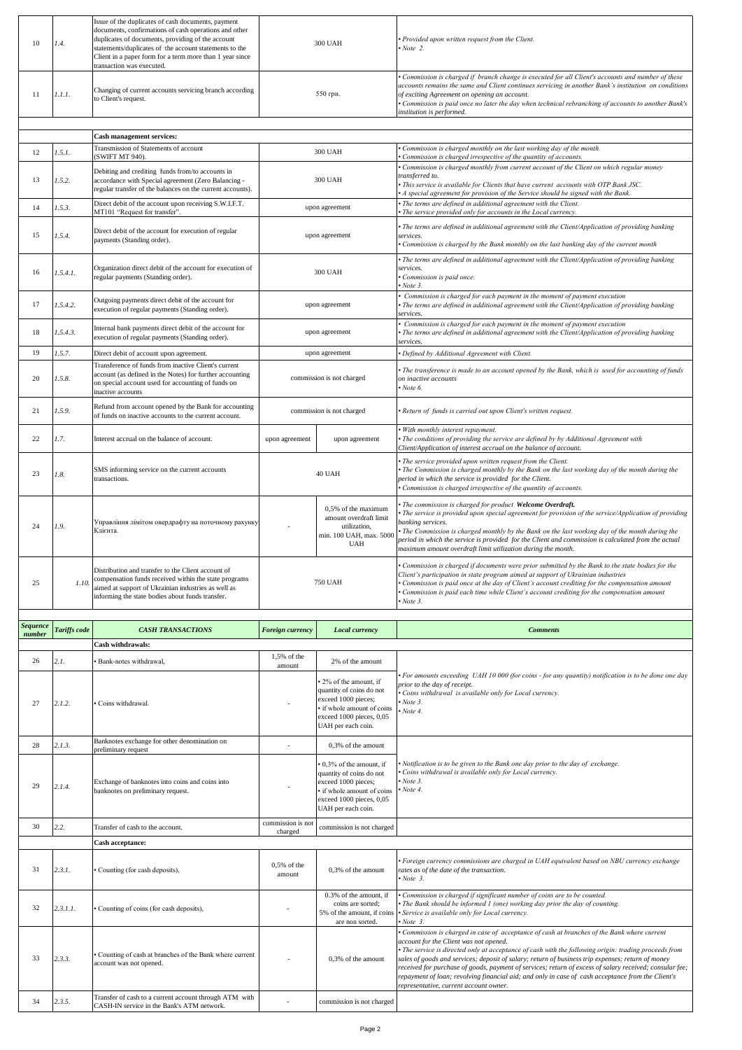| | | | | | |
|---|---|---|---|---|---|
| 10 | 1.4. | Issue of the duplicates of cash documents, payment documents, confirmations of cash operations and other duplicates of documents, providing of the account statements/duplicates of the account statements to the Client in a paper form for a term more than 1 year since transaction was executed. | 300 UAH | | • Provided upon written request from the Client.<br>• Note 2. |
| 11 | 1.1.1. | Changing of current accounts servicing branch according to Client's request. | 550 грн. | | • Commission is charged if branch change is executed for all Client's accounts and number of these accounts remains the same and Client continues servicing in another Bank's institution on conditions of exciting Agreement on opening an account.<br>• Commission is paid once no later the day when technical rebranching of accounts to another Bank's institution is performed. |
| | | **Cash management services:** | | | |
| 12 | 1.5.1. | Transmission of Statements of account (SWIFT MT 940). | 300 UAH | | • Commission is charged monthly on the last working day of the month.<br>• Commission is charged irrespective of the quantity of accounts. |
| 13 | 1.5.2. | Debiting and crediting funds from/to accounts in accordance with Special agreement (Zero Balancing - regular transfer of the balances on the current accounts). | 300 UAH | | • Commission is charged monthly from current account of the Client on which regular money transferred to.<br>• This service is available for Clients that have current accounts with OTP Bank JSC.<br>• A special agreement for provision of the Service should be signed with the Bank. |
| 14 | 1.5.3. | Direct debit of the account upon receiving S.W.I.F.T. MT101 "Request for transfer". | upon agreement | | • The terms are defined in additional agreement with the Client.<br>• The service provided only for accounts in the Local currency. |
| 15 | 1.5.4. | Direct debit of the account for execution of regular payments (Standing order). | upon agreement | | • The terms are defined in additional agreement with the Client/Application of providing banking services.<br>• Commission is charged by the Bank monthly on the last banking day of the current month |
| 16 | 1.5.4.1. | Organization direct debit of the account for execution of regular payments (Standing order). | 300 UAH | | • The terms are defined in additional agreement with the Client/Application of providing banking services.<br>• Commission is paid once.<br>• Note 3. |
| 17 | 1.5.4.2. | Outgoing payments direct debit of the account for execution of regular payments (Standing order). | upon agreement | | • Commission is charged for each payment in the moment of payment execution<br>• The terms are defined in additional agreement with the Client/Application of providing banking services. |
| 18 | 1.5.4.3. | Internal bank payments direct debit of the account for execution of regular payments (Standing order). | upon agreement | | • Commission is charged for each payment in the moment of payment execution<br>• The terms are defined in additional agreement with the Client/Application of providing banking services. |
| 19 | 1.5.7. | Direct debit of account upon agreement. | upon agreement | | • Defined by Additional Agreement with Client. |
| 20 | 1.5.8. | Transference of funds from inactive Client's current account (as defined in the Notes) for further accounting on special account used for accounting of funds on inactive accounts | commission is not charged | | • The transference is made to an account opened by the Bank, which is used for accounting of funds on inactive accounts<br>• Note 6. |
| 21 | 1.5.9. | Refund from account opened by the Bank for accounting of funds on inactive accounts to the current account. | commission is not charged | | • Return of funds is carried out upon Client's written request. |
| 22 | 1.7. | Interest accrual on the balance of account. | upon agreement | upon agreement | • With monthly interest repayment.<br>• The conditions of providing the service are defined by by Additional Agreement with Client/Application of interest accrual on the balance of account. |
| 23 | 1.8. | SMS informing service on the current accounts transactions. | 40 UAH | | • The service provided upon written request from the Client.<br>• The Commission is charged monthly by the Bank on the last working day of the month during the period in which the service is provided for the Client.<br>• Commission is charged irrespective of the quantity of accounts. |
| 24 | 1.9. | Управління лімітом овердрафту на поточному рахунку Клієнта. | - | 0,5% of the maximum amount overdraft limit utilization, min. 100 UAH, max. 5000 UAH | • The commission is charged for product ***Welcome Overdraft.***<br>• The service is provided upon special agreement for provision of the service/Application of providing banking services.<br>• The Commission is charged monthly by the Bank on the last working day of the month during the period in which the service is provided for the Client and commission is calculated from the actual maximum amount overdraft limit utilization during the month. |
| 25 | 1.10. | Distribution and transfer to the Client account of compensation funds received within the state programs aimed at support of Ukrainian industries as well as informing the state bodies about funds transfer. | 750 UAH | | • Commission is charged if documents were prior submitted by the Bank to the state bodies for the Client's participation in state program aimed at support of Ukrainian industries<br>• Commission is paid once at the day of Client's account crediting for the compensation amount<br>• Commission is paid each time while Client's account crediting for the compensation amount<br>• Note 3. |
| ***Sequence number*** | ***Tariffs code*** | ***CASH TRANSACTIONS*** | ***Foreign currency*** | ***Local currency*** | ***Comments*** |
| | | **Cash withdrawals:** | | | |
| 26 | 2.1. | • Bank-notes withdrawal, | 1,5% of the amount | 2% of the amount | • For amounts exceeding UAH 10 000 (for coins - for any quantity) notification is to be done one day prior to the day of receipt.<br>• Coins withdrawal is available only for Local currency.<br>• Note 3.<br>• Note 4. |
| 27 | 2.1.2. | • Coins withdrawal. | - | • 2% of the amount, if quantity of coins do not exceed 1000 pieces;<br>• if whole amount of coins exceed 1000 pieces, 0,05 UAH per each coin. | |
| 28 | 2.1.3. | Banknotes exchange for other denomination on preliminary request | - | 0,3% of the amount | • Notification is to be given to the Bank one day prior to the day of exchange.<br>• Coins withdrawal is available only for Local currency.<br>• Note 3.<br>• Note 4. |
| 29 | 2.1.4. | Exchange of banknotes into coins and coins into banknotes on preliminary request. | - | • 0,3% of the amount, if quantity of coins do not exceed 1000 pieces;<br>• if whole amount of coins exceed 1000 pieces, 0,05 UAH per each coin. | |
| 30 | 2.2. | Transfer of cash to the account. | commission is not charged | commission is not charged | |
| | | **Cash acceptance:** | | | |
| 31 | 2.3.1. | • Counting (for cash deposits), | 0,5% of the amount | 0,3% of the amount | • Foreign currency commissions are charged in UAH equivalent based on NBU currency exchange rates as of the date of the transaction.<br>• Note 3. |
| 32 | 2.3.1.1. | • Counting of coins (for cash deposits), | - | 0.3% of the amount, if coins are sorted;<br>5% of the amount, if coins are non sorted. | • Commission is charged if significant number of coins are to be counted.<br>• The Bank should be informed 1 (one) working day prior the day of counting.<br>• Service is available only for Local currency.<br>• Note 3. |
| 33 | 2.3.3. | • Counting of cash at branches of the Bank where current account was not opened. | - | 0,3% of the amount | • Commission is charged in case of acceptance of cash at branches of the Bank where current account for the Client was not opened.<br>• The service is directed only at acceptance of cash with the following origin: trading proceeds from sales of goods and services; deposit of salary; return of business trip expenses; return of money received for purchase of goods, payment of services; return of excess of salary received; consular fee; repayment of loan; revolving financial aid; and only in case of cash acceptance from the Client's representative, current account owner. |
| 34 | 2.3.5. | Transfer of cash to a current account through ATM with CASH-IN service in the Bank's ATM network. | - | commission is not charged | |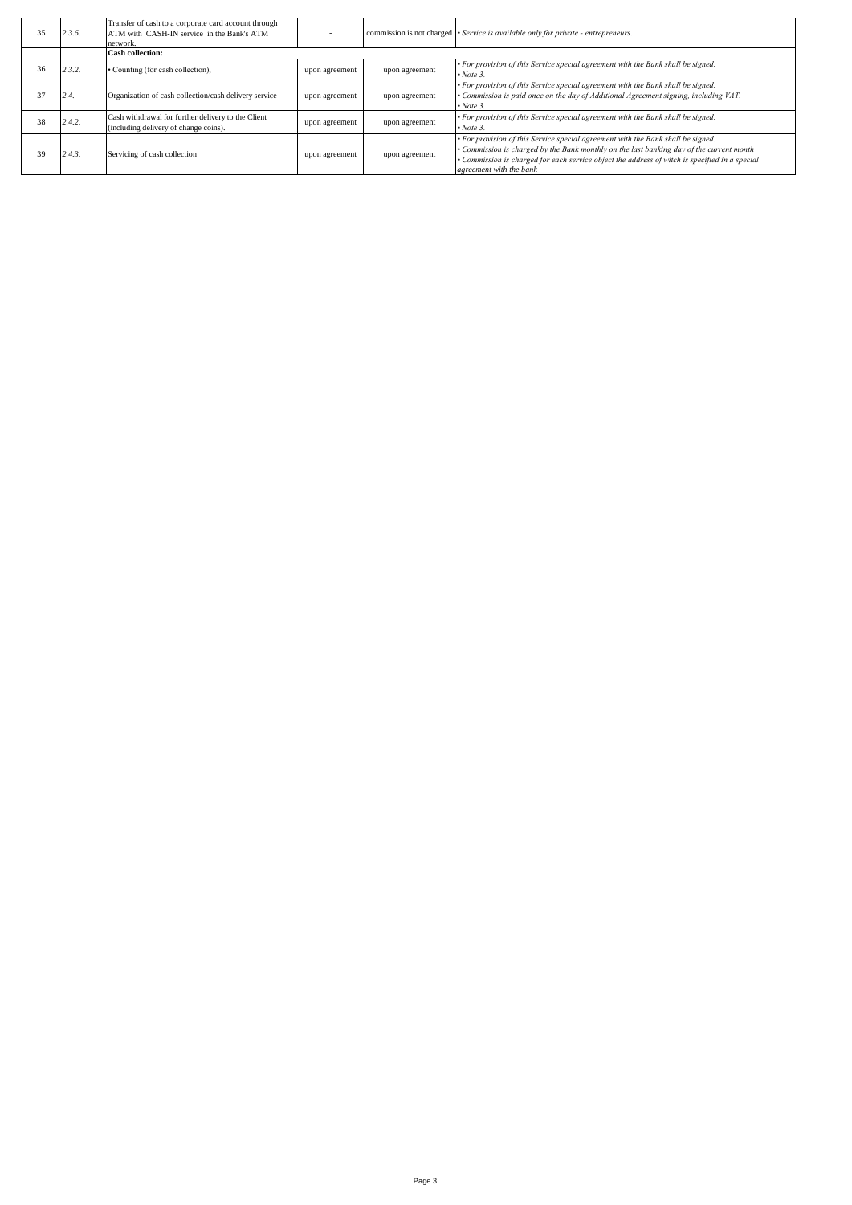| | | | | | |
|---|---|---|---|---|---|
| 35 | *2.3.6.* | Transfer of cash to a corporate card account through ATM with CASH-IN service in the Bank's ATM network. | - | commission is not charged | • *Service is available only for private - entrepreneurs.* |
| | | **Cash collection:** | | | |
| 36 | *2.3.2.* | • Counting (for cash collection), | upon agreement | upon agreement | • *For provision of this Service special agreement with the Bank shall be signed.*<br>• *Note 3.* |
| 37 | *2.4.* | Organization of cash collection/cash delivery service | upon agreement | upon agreement | • *For provision of this Service special agreement with the Bank shall be signed.*<br>• *Commission is paid once on the day of Additional Agreement signing, including VAT.*<br>• *Note 3.* |
| 38 | *2.4.2.* | Cash withdrawal for further delivery to the Client (including delivery of change coins). | upon agreement | upon agreement | • *For provision of this Service special agreement with the Bank shall be signed.*<br>• *Note 3.* |
| 39 | *2.4.3.* | Servicing of cash collection | upon agreement | upon agreement | • *For provision of this Service special agreement with the Bank shall be signed.*<br>• *Commission is charged by the Bank monthly on the last banking day of the current month*<br>• *Commission is charged for each service object the address of witch is specified in a special agreement with the bank* |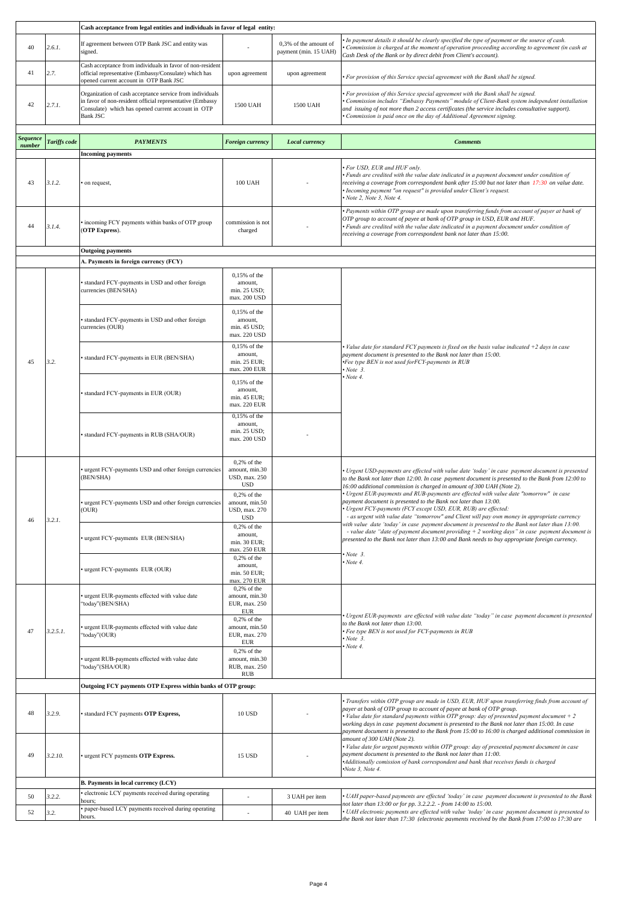| | | Cash acceptance from legal entities and individuals in favor of legal entity: | | | |
|---|---|---|---|---|---|
| 40 | *2.6.1.* | If agreement between OTP Bank JSC and entity was signed. | - | 0,3% of the amount of payment (min. 15 UAH) | *• In payment details it should be clearly specified the type of payment or the source of cash.*<br>*• Commission is charged at the moment of operation proceeding according to agreement (in cash at Cash Desk of the Bank or by direct debit from Client's account).* |
| 41 | *2.7.* | Cash acceptance from individuals in favor of non-resident official representative (Embassy/Consulate) which has opened current account in OTP Bank JSC | upon agreement | upon agreement | *• For provision of this Service special agreement with the Bank shall be signed.* |
| 42 | *2.7.1.* | Organization of cash acceptance service from individuals in favor of non-resident official representative (Embassy Consulate) which has opened current account in OTP Bank JSC | 1500 UAH | 1500 UAH | *• For provision of this Service special agreement with the Bank shall be signed.*<br>*• Commission includes "Embassy Payments" module of Client-Bank system independent installation and issuing of not more than 2 access certificates (the service includes consultative support).*<br>*• Commission is paid once on the day of Additional Agreement signing.* |

| ***Sequence number*** | ***Tariffs code*** | ***PAYMENTS*** | ***Foreign currency*** | ***Local currency*** | ***Comments*** |
|---|---|---|---|---|---|
| | | **Incoming payments** | | | |
| 43 | *3.1.2.* | • on request, | 100 UAH | - | *• For USD, EUR and HUF only.*<br>*• Funds are credited with the value date indicated in a payment document under condition of receiving a coverage from correspondent bank after 15:00 but not later than 17:30 on value date.*<br>*• Incoming payment "on request" is provided under Client's request.*<br>*• Note 2, Note 3, Note 4.* |
| 44 | *3.1.4.* | • incoming FCY payments within banks of OTP group (**OTP Express**). | commission is not charged | - | *• Payments within OTP group are made upon transferring funds from account of payer at bank of OTP group to account of payee at bank of OTP group in USD, EUR and HUF.*<br>*• Funds are credited with the value date indicated in a payment document under condition of receiving a coverage from correspondent bank not later than 15:00.* |
| | | **Outgoing payments** | | | |
| | | **A. Payments in foreign currency (FCY)** | | | |
| 45 | *3.2.* | • standard FCY-payments in USD and other foreign currencies (BEN/SHA) | 0,15% of the amount, min. 25 USD; max. 200 USD | | *• Value date for standard FCY payments is fixed on the basis value indicated +2 days in case payment document is presented to the Bank not later than 15:00.*<br>*•Fee type BEN is not used forFCY-payments in RUB*<br>*• Note 3.*<br>*• Note 4.* |
| | | • standard FCY-payments in USD and other foreign currencies (OUR) | 0,15% of the amount, min. 45 USD; max. 220 USD | | |
| | | • standard FCY-payments in EUR (BEN/SHA) | 0,15% of the amount, min. 25 EUR; max. 200 EUR | | |
| | | • standard FCY-payments in EUR (OUR) | 0,15% of the amount, min. 45 EUR; max. 220 EUR | | |
| | | • standard FCY-payments in RUB (SHA/OUR) | 0,15% of the amount, min. 25 USD; max. 200 USD | - | |
| 46 | *3.2.1.* | • urgent FCY-payments USD and other foreign currencies (BEN/SHA) | 0,2% of the amount, min.30 USD, max. 250 USD | | *• Urgent USD-payments are effected with value date 'today' in case payment document is presented to the Bank not later than 12:00. In case payment document is presented to the Bank from 12:00 to 16:00 additional commission is charged in amount of 300 UAH (Note 2).*<br>*• Urgent EUR-payments and RUB-payments are effected with value date "tomorrow" in case payment document is presented to the Bank not later than 13:00.*<br>*• Urgent FCY-payments (FCY except USD, EUR, RUB) are effected:*<br>*- as urgent with value date "tomorrow" and Client will pay own money in appropriate currency with value date 'today' in case payment document is presented to the Bank not later than 13:00.*<br>*- value date "date of payment document providing + 2 working days" in case payment document is presented to the Bank not later than 13:00 and Bank needs to buy appropriate foreign currency.*<br>*• Note 3.*<br>*• Note 4.* |
| | | • urgent FCY-payments USD and other foreign currencies (OUR) | 0,2% of the amount, min.50 USD, max. 270 USD | | |
| | | • urgent FCY-payments EUR (BEN/SHA) | 0,2% of the amount, min. 30 EUR; max. 250 EUR | | |
| | | • urgent FCY-payments EUR (OUR) | 0,2% of the amount, min. 50 EUR; max. 270 EUR | | |
| 47 | *3.2.5.1.* | • urgent EUR-payments effected with value date "today"(BEN/SHA) | 0,2% of the amount, min.30 EUR, max. 250 EUR | | *• Urgent EUR-payments are effected with value date "today" in case payment document is presented to the Bank not later than 13:00.*<br>*• Fee type BEN is not used for FCY-payments in RUB*<br>*• Note 3.*<br>*• Note 4.* |
| | | • urgent EUR-payments effected with value date "today"(OUR) | 0,2% of the amount, min.50 EUR, max. 270 EUR | | |
| | | • urgent RUB-payments effected with value date "today"(SHA/OUR) | 0,2% of the amount, min.30 RUB, max. 250 RUB | | |
| | | **Outgoing FCY payments OTP Express within banks of OTP group:** | | | |
| 48 | *3.2.9.* | • standard FCY payments **OTP Express,** | 10 USD | - | *• Transfers within OTP group are made in USD, EUR, HUF upon transferring finds from account of payer at bank of OTP group to account of payee at bank of OTP group.*<br>*• Value date for standard payments within OTP group: day of presented payment document + 2 working days in case payment document is presented to the Bank not later than 15:00. In case payment document is presented to the Bank from 15:00 to 16:00 is charged additional commission in amount of 300 UAH (Note 2).*<br>*• Value date for urgent payments within OTP group: day of presented payment document in case payment document is presented to the Bank not later than 11:00.*<br>*•Additionally comission of bank correspondent and bank that receives funds is charged*<br>*•Note 3, Note 4.* |
| 49 | *3.2.10.* | • urgent FCY payments **OTP Express.** | 15 USD | - | |
| | | **B. Payments in local currency (LCY)** | | | |
| 50 | *3.2.2.* | • electronic LCY payments received during operating hours; | - | 3 UAH per item | *• UAH paper-based payments are effected 'today' in case payment document is presented to the Bank not later than 13:00 or for pp. 3.2.2.2. - from 14:00 to 15:00.*<br>*• UAH electronic payments are effected with value 'today' in case payment document is presented to the Bank not later than 17:30 (electronic payments received by the Bank from 17:00 to 17:30 are* |
| 52 | *3.2.* | • paper-based LCY payments received during operating hours. | - | 40 UAH per item | |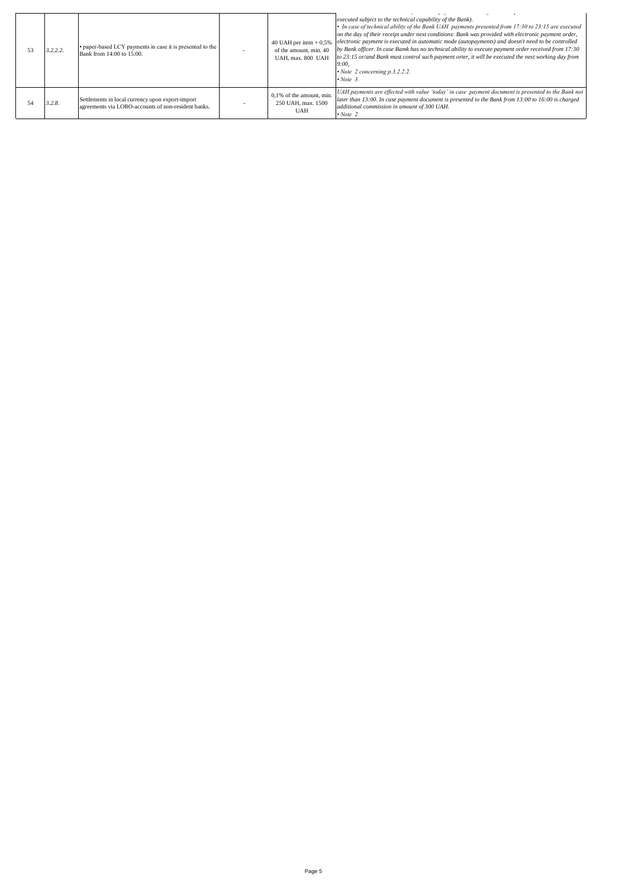| | | | | | |
|---|---|---|---|---|---|
| 53 | *3.2.2.2.* | • paper-based LCY payments in case it is presented to the Bank from 14:00 to 15:00. | - | 40 UAH per item + 0,5% of the amount, min. 40 UAH, max. 800 UAH | *executed subject to the technical capability of the Bank).*<br>*• In case of technical ability of the Bank UAH payments presented from 17:30 to 23:15 are executed on the day of their receipt under next conditions: Bank was provided with electronic payment order, electronic payment is executed in automatic mode (autopayments) and doesn't need to be controlled by Bank officer. In case Bamk has no technical ability to execute payment order received from 17:30 to 23:15 or/and Bank must control such payment orter, it will be executed the next working day from 9:00,*<br>*• Note 2 concerning p.3.2.2.2.*<br>*• Note 3.* |
| 54 | *3.2.8.* | Settlements in local currency upon export-import agreements via LORO-accounts of non-resident banks. | - | 0,1% of the amount, min. 250 UAH, max. 1500 UAH | *UAH payments are effected with value 'today' in case payment document is presented to the Bank not later than 13:00. In case payment document is presented to the Bank from 13:00 to 16:00 is charged additional commission in amount of 300 UAH.*<br>*• Note 2.* |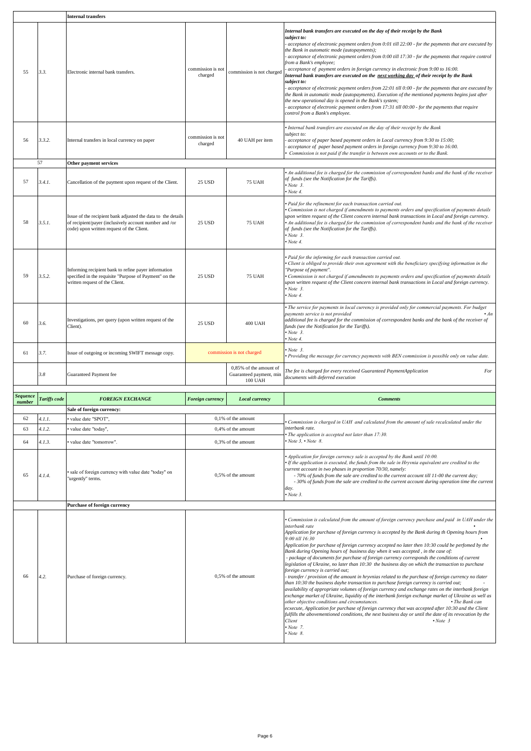| | | **Internal transfers** | | | |
|---|---|---|---|---|---|
| 55 | 3.3. | Electronic internal bank transfers. | commission is not charged | commission is not charged | ***Internal bank transfers are executed on the day of their receipt by the Bank subject to:*** *- acceptance of electronic payment orders from 0:01 till 22:00 - for the payments that are executed by the Bank in automatic mode (autopayments);* *- acceptance of electronic payment orders from 0:00 till 17:30 - for the payments that require control from a Bank's employee;* *- acceptance of payment orders in foreign currency in electronic from 9:00 to 16:00.* ***Internal bank transfers are executed on the next working day of their receipt by the Bank subject to:*** *- acceptance of electronic payment orders from 22:01 till 0:00 - for the payments that are executed by the Bank in automatic mode (autopayments). Execution of the mentioned payments begins just after the new operational day is opened in the Bank's system;* *- acceptance of electronic payment orders from 17:31 till 00:00 - for the payments that require control from a Bank's employee.* |
| 56 | 3.3.2. | Internal transfers in local currency on paper | commission is not charged | 40 UAH per item | *• Internal bank transfers are executed on the day of their receipt by the Bank subject to:* *- acceptance of paper based payment orders in Local currency from 9:30 to 15:00;* *- acceptance of paper based payment orders in foreign currency from 9:30 to 16:00.* *• Commission is not paid if the transfer is between own accounts or to the Bank.* |
| | 57 | **Other payment services** | | | |
| 57 | 3.4.1. | Cancellation of the payment upon request of the Client. | 25 USD | 75 UAH | *• An additional fee is charged for the commission of correspondent banks and the bank of the receiver of funds (see the Notification for the Tariffs).* *• Note 3.* *• Note 4.* |
| 58 | 3.5.1. | Issue of the recipient bank adjusted the data to the details of recipient/payer (inclusively account number and /or code) upon written request of the Client. | 25 USD | 75 UAH | *• Paid for the refinement for each transaction carried out.* *• Commission is not charged if amendments to payments orders and specification of payments details upon written request of the Client concern internal bank transactions in Local and foreign currency.* *• An additional fee is charged for the commission of correspondent banks and the bank of the receiver of funds (see the Notification for the Tariffs).* *• Note 3.* *• Note 4.* |
| 59 | 3.5.2. | Informing recipient bank to refine payer information specified in the requisite "Purpose of Payment" on the written request of the Client. | 25 USD | 75 UAH | *• Paid for the informing for each transaction carried out.* *• Client is obliged to provide their own agreement with the beneficiary specifying information in the "Purpose of payment".* *• Commission is not charged if amendments to payments orders and specification of payments details upon written request of the Client concern internal bank transactions in Local and foreign currency.* *• Note 3.* *• Note 4.* |
| 60 | 3.6. | Investigations, per query (upon written request of the Client). | 25 USD | 400 UAH | *• The service for payments in local currency is provided only for commercial payments. For budget payments service is not provided • An additional fee is charged for the commission of correspondent banks and the bank of the receiver of funds (see the Notification for the Tariffs).* *• Note 3.* *• Note 4.* |
| 61 | 3.7. | Issue of outgoing or incoming SWIFT message copy. | commission is not charged | | *• Note 3.* *• Providing the message for currency payments with BEN commission is possible only on value date.* |
| | 3.8 | Guaranteed Payment fee | | 0,85% of the amount of Guaranteed payment, min 100 UAH | *The fee is charged for every received Guaranteed PaymentApplication For documents with deferred execution* |
| ***Sequence number*** | ***Tariffs code*** | ***FOREIGN EXCHANGE*** | ***Foreign currency*** | ***Local currency*** | ***Comments*** |
| | | **Sale of foreign currency:** | | | |
| 62 | 4.1.1. | • value date "SPOT", | 0,1% of the amount | | *• Commission is charged in UAH and calculated from the amount of sale recalculated under the interbank rate.* *• The application is accepted not later than 17:30.* *• Note 3, • Note 8.* |
| 63 | 4.1.2. | • value date "today", | 0,4% of the amount | | |
| 64 | 4.1.3. | • value date "tomorrow". | 0,3% of the amount | | |
| 65 | 4.1.4. | • sale of foreign currency with value date "today" on "urgently" terms. | 0,5% of the amount | | *• Application for foreign currency sale is accepted by the Bank until 10:00.* *• If the application is executed, the funds from the sale in Hryvnia equivalent are credited to the current account in two phases in proportion 70/30, namely:* *- 70% of funds from the sale are credited to the current account till 11-00 the current day;* *- 30% of funds from the sale are credited to the current account during operation time the current day.* *• Note 3.* |
| | | **Purchase of foreign currency** | | | |
| 66 | 4.2. | Purchase of foreign currency. | 0,5% of the amount | | *• Commission is calculated from the amount of foreign currency purchase and paid in UAH under the interbank rate •* *Application for purchase of foreign currency is accepted by the Bank during th Opening hours from 9:00 till 16:30 •* *Application for purchase of foreign currency accepted no later then 10:30 could be perfomed by the Bank during Opening hours of business day when it was accepted , in the case of:* *- package of documents for purchase of foreign currency corresponds the conditions of current legislation of Ukraine, no later than 10:30 the business day on which the transaction to purchase foreign currency is carried out;* *- transfer / provision of the amount in hryvnias related to the purchase of foreign currency no tlater than 10:30 the business dayhe transaction to purchase foreign currency is carried out; -* *availability of appropriate volumes of foreign currency and exchange rates on the interbank foreign exchange market of Ukraine, liquidity of the interbank foreign exchange market of Ukraine as well as other objective conditions and circumstances. • The Bank can ecxecute, Application for purchase of foreign currency that was accepted after 10:30 and the Client fulfills the abovementioned conditions, the next business day or until the date of its revocation by the Client • Note 3* *• Note 7.* *• Note 8.* |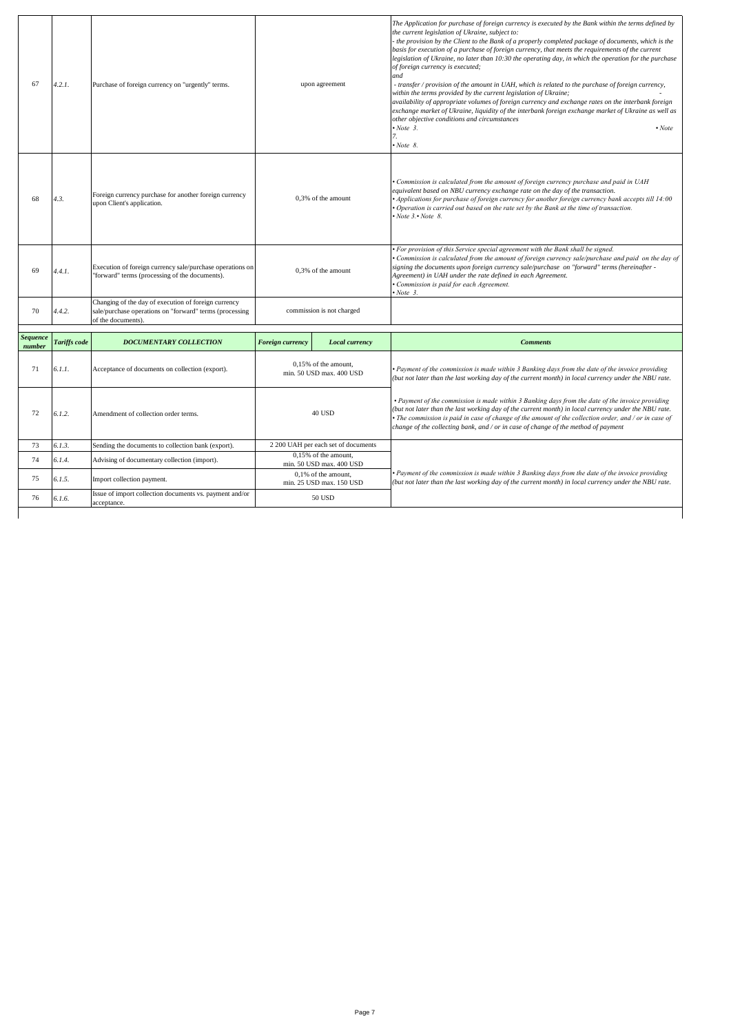| | | | | | |
|---|---|---|---|---|---|
| 67 | *4.2.1.* | Purchase of foreign currency on "urgently" terms. | upon agreement | | *The Application for purchase of foreign currency is executed by the Bank within the terms defined by the current legislation of Ukraine, subject to:*<br>*- the provision by the Client to the Bank of a properly completed package of documents, which is the basis for execution of a purchase of foreign currency, that meets the requirements of the current legislation of Ukraine, no later than 10:30 the operating day, in which the operation for the purchase of foreign currency is executed;*<br>*and*<br>*- transfer / provision of the amount in UAH, which is related to the purchase of foreign currency, within the terms provided by the current legislation of Ukraine; - availability of appropriate volumes of foreign currency and exchange rates on the interbank foreign exchange market of Ukraine, liquidity of the interbank foreign exchange market of Ukraine as well as other objective conditions and circumstances*<br>*• Note 3. • Note 7.*<br>*• Note 8.* |
| 68 | *4.3.* | Foreign currency purchase for another foreign currency upon Client's application. | 0,3% of the amount | | *• Commission is calculated from the amount of foreign currency purchase and paid in UAH equivalent based on NBU currency exchange rate on the day of the transaction.*<br>*• Applications for purchase of foreign currency for another foreign currency bank accepts till 14:00*<br>*• Operation is carried out based on the rate set by the Bank at the time of transaction.*<br>*• Note 3.• Note 8.* |
| 69 | *4.4.1.* | Execution of foreign currency sale/purchase operations on "forward" terms (processing of the documents). | 0,3% of the amount | | *• For provision of this Service special agreement with the Bank shall be signed.*<br>*• Commission is calculated from the amount of foreign currency sale/purchase and paid on the day of signing the documents upon foreign currency sale/purchase on "forward" terms (hereinafter - Agreement) in UAH under the rate defined in each Agreement.*<br>*• Commission is paid for each Agreement.*<br>*• Note 3.* |
| 70 | *4.4.2.* | Changing of the day of execution of foreign currency sale/purchase operations on "forward" terms (processing of the documents). | commission is not charged | | |
| ***Sequence number*** | ***Tariffs code*** | ***DOCUMENTARY COLLECTION*** | ***Foreign currency*** | ***Local currency*** | ***Comments*** |
| 71 | *6.1.1.* | Acceptance of documents on collection (export). | 0,15% of the amount, min. 50 USD max. 400 USD | | *• Payment of the commission is made within 3 Banking days from the date of the invoice providing (but not later than the last working day of the current month) in local currency under the NBU rate.* |
| 72 | *6.1.2.* | Amendment of collection order terms. | 40 USD | | *• Payment of the commission is made within 3 Banking days from the date of the invoice providing (but not later than the last working day of the current month) in local currency under the NBU rate.*<br>*• The commission is paid in case of change of the amount of the collection order, and / or in case of change of the collecting bank, and / or in case of change of the method of payment* |
| 73 | *6.1.3.* | Sending the documents to collection bank (export). | 2 200 UAH per each set of documents | | |
| 74 | *6.1.4.* | Advising of documentary collection (import). | 0,15% of the amount, min. 50 USD max. 400 USD | | *• Payment of the commission is made within 3 Banking days from the date of the invoice providing (but not later than the last working day of the current month) in local currency under the NBU rate.* |
| 75 | *6.1.5.* | Import collection payment. | 0,1% of the amount, min. 25 USD max. 150 USD | | |
| 76 | *6.1.6.* | Issue of import collection documents vs. payment and/or acceptance. | 50 USD | | |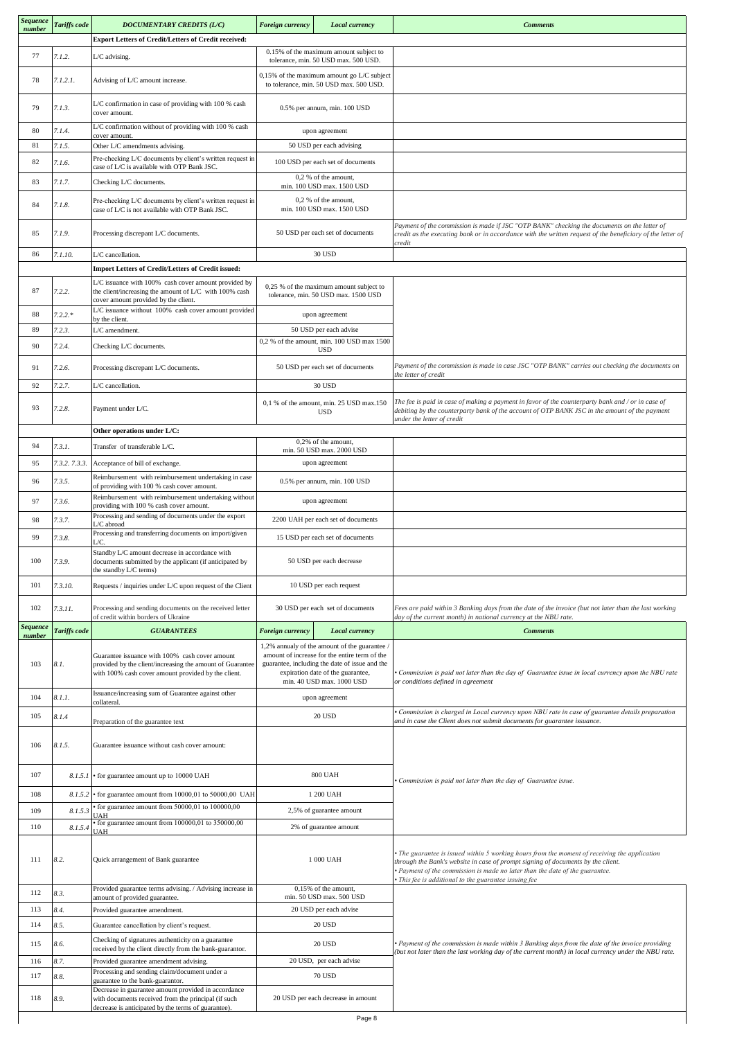| Sequence number | Tariffs code | DOCUMENTARY CREDITS (L/C) | Foreign currency | Local currency | Comments |
|---|---|---|---|---|---|
| | | **Export Letters of Credit/Letters of Credit received:** | | | |
| 77 | 7.1.2. | L/C advising. | 0.15% of the maximum amount subject to tolerance, min. 50 USD max. 500 USD. | | |
| 78 | 7.1.2.1. | Advising of L/C amount increase. | 0,15% of the maximum amount go L/C subject to tolerance, min. 50 USD max. 500 USD. | | |
| 79 | 7.1.3. | L/C confirmation in case of providing with 100 % cash cover amount. | 0.5% per annum, min. 100 USD | | |
| 80 | 7.1.4. | L/C confirmation without of providing with 100 % cash cover amount. | upon agreement | | |
| 81 | 7.1.5. | Other L/C amendments advising. | 50 USD per each advising | | |
| 82 | 7.1.6. | Pre-checking L/C documents by client's written request in case of L/C is available with OTP Bank JSC. | 100 USD per each set of documents | | |
| 83 | 7.1.7. | Checking L/C documents. | 0,2 % of the amount, min. 100 USD max. 1500 USD | | |
| 84 | 7.1.8. | Pre-checking L/C documents by client's written request in case of L/C is not available with OTP Bank JSC. | 0,2 % of the amount, min. 100 USD max. 1500 USD | | |
| 85 | 7.1.9. | Processing discrepant L/C documents. | 50 USD per each set of documents | | *Payment of the commission is made if JSC "OTP BANK" checking the documents on the letter of credit as the executing bank or in accordance with the written request of the beneficiary of the letter of credit* |
| 86 | 7.1.10. | L/C cancellation. | 30 USD | | |
| | | **Import Letters of Credit/Letters of Credit issued:** | | | |
| 87 | 7.2.2. | L/C issuance with 100% cash cover amount provided by the client/increasing the amount of L/C with 100% cash cover amount provided by the client. | 0,25 % of the maximum amount subject to tolerance, min. 50 USD max. 1500 USD | | |
| 88 | 7.2.2.* | L/C issuance without 100% cash cover amount provided by the client. | upon agreement | | |
| 89 | 7.2.3. | L/C amendment. | 50 USD per each advise | | |
| 90 | 7.2.4. | Checking L/C documents. | 0,2 % of the amount, min. 100 USD max 1500 USD | | |
| 91 | 7.2.6. | Processing discrepant L/C documents. | 50 USD per each set of documents | | *Payment of the commission is made in case JSC "OTP BANK" carries out checking the documents on the letter of credit* |
| 92 | 7.2.7. | L/C cancellation. | 30 USD | | |
| 93 | 7.2.8. | Payment under L/C. | 0,1 % of the amount, min. 25 USD max.150 USD | | *The fee is paid in case of making a payment in favor of the counterparty bank and / or in case of debiting by the counterparty bank of the account of OTP BANK JSC in the amount of the payment under the letter of credit* |
| | | **Other operations under L/C:** | | | |
| 94 | 7.3.1. | Transfer of transferable L/C. | 0,2% of the amount, min. 50 USD max. 2000 USD | | |
| 95 | 7.3.2. 7.3.3. | Acceptance of bill of exchange. | upon agreement | | |
| 96 | 7.3.5. | Reimbursement with reimbursement undertaking in case of providing with 100 % cash cover amount. | 0.5% per annum, min. 100 USD | | |
| 97 | 7.3.6. | Reimbursement with reimbursement undertaking without providing with 100 % cash cover amount. | upon agreement | | |
| 98 | 7.3.7. | Processing and sending of documents under the export L/C abroad | 2200 UAH per each set of documents | | |
| 99 | 7.3.8. | Processing and transferring documents on import/given L/C. | 15 USD per each set of documents | | |
| 100 | 7.3.9. | Standby L/C amount decrease in accordance with documents submitted by the applicant (if anticipated by the standby L/C terms) | 50 USD per each decrease | | |
| 101 | 7.3.10. | Requests / inquiries under L/C upon request of the Client | 10 USD per each request | | |
| 102 | 7.3.11. | Processing and sending documents on the received letter of credit within borders of Ukraine | 30 USD per each set of documents | | *Fees are paid within 3 Banking days from the date of the invoice (but not later than the last working day of the current month) in national currency at the NBU rate.* |
| **Sequence number** | **Tariffs code** | **GUARANTEES** | **Foreign currency** | **Local currency** | **Comments** |
| 103 | 8.1. | Guarantee issuance with 100% cash cover amount provided by the client/increasing the amount of Guarantee with 100% cash cover amount provided by the client. | 1,2% annualy of the amount of the guarantee / amount of increase for the entire term of the guarantee, including the date of issue and the expiration date of the guarantee, min. 40 USD max. 1000 USD | | *• Commission is paid not later than the day of Guarantee issue in local currency upon the NBU rate or conditions defined in agreement* |
| 104 | 8.1.1. | Issuance/increasing sum of Guarantee against other collateral. | upon agreement | | |
| 105 | 8.1.4 | Preparation of the guarantee text | 20 USD | | *• Commission is charged in Local currency upon NBU rate in case of guarantee details preparation and in case the Client does not submit documents for guarantee issuance.* |
| 106 | 8.1.5. | Guarantee issuance without cash cover amount: | | | *• Commission is paid not later than the day of Guarantee issue.* |
| 107 | 8.1.5.1 | • for guarantee amount up to 10000 UAH | 800 UAH | | |
| 108 | 8.1.5.2 | • for guarantee amount from 10000,01 to 50000,00 UAH | 1 200 UAH | | |
| 109 | 8.1.5.3 | • for guarantee amount from 50000,01 to 100000,00 UAH | 2,5% of guarantee amount | | |
| 110 | 8.1.5.4 | • for guarantee amount from 100000,01 to 350000,00 UAH | 2% of guarantee amount | | |
| 111 | 8.2. | Quick arrangement of Bank guarantee | 1 000 UAH | | *• The guarantee is issued within 5 working hours from the moment of receiving the application through the Bank's website in case of prompt signing of documents by the client. • Payment of the commission is made no later than the date of the guarantee. • This fee is additional to the guarantee issuing fee* |
| 112 | 8.3. | Provided guarantee terms advising. / Advising increase in amount of provided guarantee. | 0,15% of the amount, min. 50 USD max. 500 USD | | *• Payment of the commission is made within 3 Banking days from the date of the invoice providing (but not later than the last working day of the current month) in local currency under the NBU rate.* |
| 113 | 8.4. | Provided guarantee amendment. | 20 USD per each advise | | |
| 114 | 8.5. | Guarantee cancellation by client's request. | 20 USD | | |
| 115 | 8.6. | Checking of signatures authenticity on a guarantee received by the client directly from the bank-guarantor. | 20 USD | | |
| 116 | 8.7. | Provided guarantee amendment advising. | 20 USD, per each advise | | |
| 117 | 8.8. | Processing and sending claim/document under a guarantee to the bank-guarantor. | 70 USD | | |
| 118 | 8.9. | Decrease in guarantee amount provided in accordance with documents received from the principal (if such decrease is anticipated by the terms of guarantee). | 20 USD per each decrease in amount | | |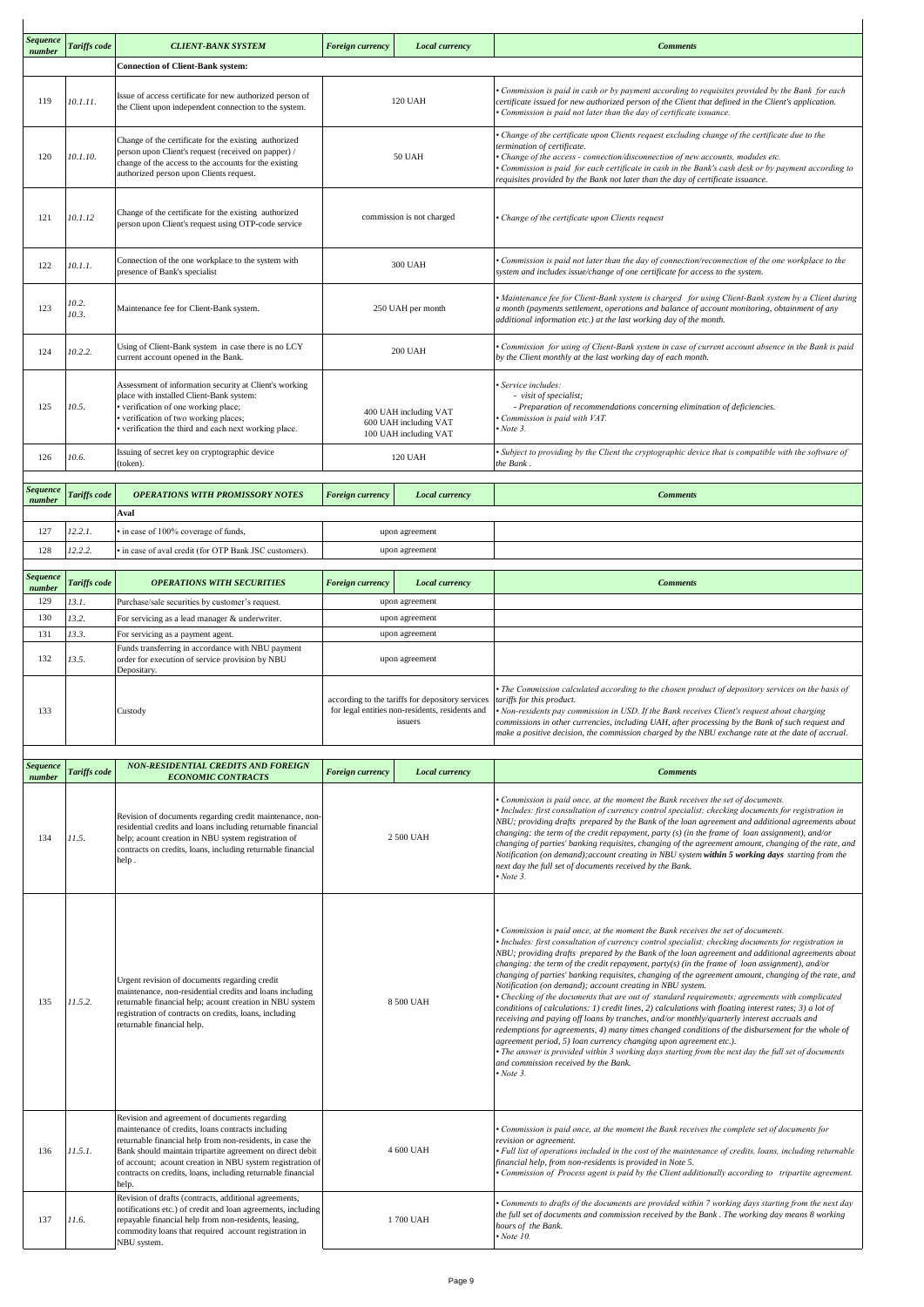| Sequence number | Tariffs code | CLIENT-BANK SYSTEM | Foreign currency | Local currency | Comments |
|---|---|---|---|---|---|
| | | **Connection of Client-Bank system:** | | | |
| 119 | 10.1.11. | Issue of access certificate for new authorized person of the Client upon independent connection to the system. | 120 UAH | | • Commission is paid in cash or by payment according to requisites provided by the Bank for each certificate issued for new authorized person of the Client that defined in the Client's application. • Commission is paid not later than the day of certificate issuance. |
| 120 | 10.1.10. | Change of the certificate for the existing authorized person upon Client's request (received on papper) / change of the access to the accounts for the existing authorized person upon Clients request. | 50 UAH | | • Change of the certificate upon Clients request excluding change of the certificate due to the termination of certificate. • Change of the access - connection/disconnection of new accounts, modules etc. • Commission is paid for each certificate in cash in the Bank's cash desk or by payment according to requisites provided by the Bank not later than the day of certificate issuance. |
| 121 | 10.1.12 | Change of the certificate for the existing authorized person upon Client's request using OTP-code service | commission is not charged | | • Change of the certificate upon Clients request |
| 122 | 10.1.1. | Connection of the one workplace to the system with presence of Bank's specialist | 300 UAH | | • Commission is paid not later than the day of connection/reconnection of the one workplace to the system and includes issue/change of one certificate for access to the system. |
| 123 | 10.2. 10.3. | Maintenance fee for Client-Bank system. | 250 UAH per month | | • Maintenance fee for Client-Bank system is charged for using Client-Bank system by a Client during a month (payments settlement, operations and balance of account monitoring, obtainment of any additional information etc.) at the last working day of the month. |
| 124 | 10.2.2. | Using of Client-Bank system in case there is no LCY current account opened in the Bank. | 200 UAH | | • Commission for using of Client-Bank system in case of current account absence in the Bank is paid by the Client monthly at the last working day of each month. |
| 125 | 10.5. | Assessment of information security at Client's working place with installed Client-Bank system: • verification of one working place; • verification of two working places; • verification the third and each next working place. | 400 UAH including VAT 600 UAH including VAT 100 UAH including VAT | | • Service includes: - visit of specialist; - Preparation of recommendations concerning elimination of deficiencies. • Commission is paid with VAT. • Note 3. |
| 126 | 10.6. | Issuing of secret key on cryptographic device (token). | 120 UAH | | • Subject to providing by the Client the cryptographic device that is compatible with the software of the Bank . |

| Sequence number | Tariffs code | OPERATIONS WITH PROMISSORY NOTES | Foreign currency | Local currency | Comments |
|---|---|---|---|---|---|
| | | **Aval** | | | |
| 127 | 12.2.1. | • in case of 100% coverage of funds, | upon agreement | | |
| 128 | 12.2.2. | • in case of aval credit (for OTP Bank JSC customers). | upon agreement | | |

| Sequence number | Tariffs code | OPERATIONS WITH SECURITIES | Foreign currency | Local currency | Comments |
|---|---|---|---|---|---|
| 129 | 13.1. | Purchase/sale securities by customer's request. | upon agreement | | |
| 130 | 13.2. | For servicing as a lead manager & underwriter. | upon agreement | | |
| 131 | 13.3. | For servicing as a payment agent. | upon agreement | | |
| 132 | 13.5. | Funds transferring in accordance with NBU payment order for execution of service provision by NBU Depositary. | upon agreement | | |
| 133 | | Custody | according to the tariffs for depository services for legal entities non-residents, residents and issuers | | • The Commission calculated according to the chosen product of depository services on the basis of tariffs for this product. • Non-residents pay commission in USD. If the Bank receives Client's request about charging commissions in other currencies, including UAH, after processing by the Bank of such request and make a positive decision, the commission charged by the NBU exchange rate at the date of accrual. |

| Sequence number | Tariffs code | NON-RESIDENTIAL CREDITS AND FOREIGN ECONOMIC CONTRACTS | Foreign currency | Local currency | Comments |
|---|---|---|---|---|---|
| 134 | 11.5. | Revision of documents regarding credit maintenance, non-residential credits and loans including returnable financial help; acount creation in NBU system registration of contracts on credits, loans, including returnable financial help . | 2 500 UAH | | • Commission is paid once, at the moment the Bank receives the set of documents. • Includes: first consultation of currency control specialist; checking documents for registration in NBU; providing drafts prepared by the Bank of the loan agreement and additional agreements about changing: the term of the credit repayment, party (s) (in the frame of loan assignment), and/or changing of parties' banking requisites, changing of the agreement amount, changing of the rate, and Notification (on demand);account creating in NBU system **within 5 working days** starting from the next day the full set of documents received by the Bank. • Note 3. |
| 135 | 11.5.2. | Urgent revision of documents regarding credit maintenance, non-residential credits and loans including returnable financial help; acount creation in NBU system registration of contracts on credits, loans, including returnable financial help. | 8 500 UAH | | • Commission is paid once, at the moment the Bank receives the set of documents. • Includes: first consultation of currency control specialist; checking documents for registration in NBU; providing drafts prepared by the Bank of the loan agreement and additional agreements about changing: the term of the credit repayment, party(s) (in the frame of loan assignment), and/or changing of parties' banking requisites, changing of the agreement amount, changing of the rate, and Notification (on demand); account creating in NBU system. • Checking of the documents that are out of standard requirements; agreements with complicated conditions of calculations: 1) credit lines, 2) calculations with floating interest rates; 3) a lot of receiving and paying off loans by tranches, and/or monthly/quarterly interest accruals and redemptions for agreements, 4) many times changed conditions of the disbursement for the whole of agreement period, 5) loan currency changing upon agreement etc.). • The answer is provided within 3 working days starting from the next day the full set of documents and commission received by the Bank. • Note 3. |
| 136 | 11.5.1. | Revision and agreement of documents regarding maintenance of credits, loans contracts including returnable financial help from non-residents, in case the Bank should maintain tripartite agreement on direct debit of account; acount creation in NBU system registration of contracts on credits, loans, including returnable financial help. | 4 600 UAH | | • Commission is paid once, at the moment the Bank receives the complete set of documents for revision or agreement. • Full list of operations included in the cost of the maintenance of credits, loans, including returnable financial help, from non-residents is provided in Note 5. • Commission of Process agent is paid by the Client additionally according to tripartite agreement. |
| 137 | 11.6. | Revision of drafts (contracts, additional agreements, notifications etc.) of credit and loan agreements, including repayable financial help from non-residents, leasing, commodity loans that required account registration in NBU system. | 1 700 UAH | | • Comments to drafts of the documents are provided within 7 working days starting from the next day the full set of documents and commission received by the Bank . The working day means 8 working hours of the Bank. • Note 10. |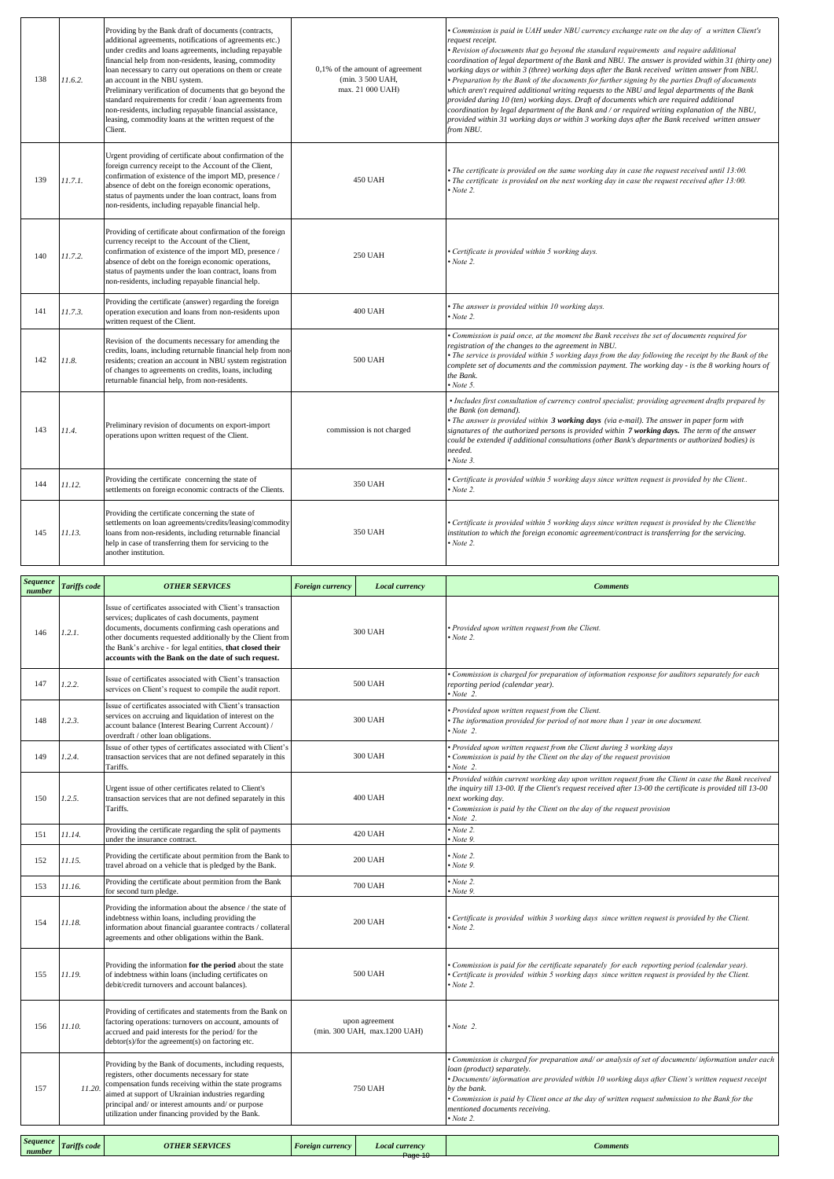| | | | | | |
|---|---|---|---|---|---|
| 138 | *11.6.2.* | Providing by the Bank draft of documents (contracts, additional agreements, notifications of agreements etc.) under credits and loans agreements, including repayable financial help from non-residents, leasing, commodity loan necessary to carry out operations on them or create an account in the NBU system. Preliminary verification of documents that go beyond the standard requirements for credit / loan agreements from non-residents, including repayable financial assistance, leasing, commodity loans at the written request of the Client. | 0,1% of the amount of agreement (min. 3 500 UAH, max. 21 000 UAH) | | *• Commission is paid in UAH under NBU currency exchange rate on the day of a written Client's request receipt.* *• Revision of documents that go beyond the standard requirements and require additional coordination of legal department of the Bank and NBU. The answer is provided within 31 (thirty one) working days or within 3 (three) working days after the Bank received written answer from NBU.* *• Preparation by the Bank of the documents for further signing by the parties Draft of documents which aren't required additional writing requests to the NBU and legal departments of the Bank provided during 10 (ten) working days. Draft of documents which are required additional coordination by legal department of the Bank and / or required writing explanation of the NBU, provided within 31 working days or within 3 working days after the Bank received written answer from NBU.* |
| 139 | *11.7.1.* | Urgent providing of certificate about confirmation of the foreign currency receipt to the Account of the Client, confirmation of existence of the import MD, presence / absence of debt on the foreign economic operations, status of payments under the loan contract, loans from non-residents, including repayable financial help. | 450 UAH | | *• The certificate is provided on the same working day in case the request received until 13:00.* *• The certificate is provided on the next working day in case the request received after 13:00.* *• Note 2.* |
| 140 | *11.7.2.* | Providing of certificate about confirmation of the foreign currency receipt to the Account of the Client, confirmation of existence of the import MD, presence / absence of debt on the foreign economic operations, status of payments under the loan contract, loans from non-residents, including repayable financial help. | 250 UAH | | *• Certificate is provided within 5 working days.* *• Note 2.* |
| 141 | *11.7.3.* | Providing the certificate (answer) regarding the foreign operation execution and loans from non-residents upon written request of the Client. | 400 UAH | | *• The answer is provided within 10 working days.* *• Note 2.* |
| 142 | *11.8.* | Revision of the documents necessary for amending the credits, loans, including returnable financial help from non-residents; creation an account in NBU system registration of changes to agreements on credits, loans, including returnable financial help, from non-residents. | 500 UAH | | *• Commission is paid once, at the moment the Bank receives the set of documents required for registration of the changes to the agreement in NBU.* *• The service is provided within 5 working days from the day following the receipt by the Bank of the complete set of documents and the commission payment. The working day - is the 8 working hours of the Bank.* *• Note 5.* |
| 143 | *11.4.* | Preliminary revision of documents on export-import operations upon written request of the Client. | commission is not charged | | *• Includes first consultation of currency control specialist; providing agreement drafts prepared by the Bank (on demand).* *• The answer is provided within **3 working days** (via e-mail). The answer in paper form with signatures of the authorized persons is provided within **7 working days.** The term of the answer could be extended if additional consultations (other Bank's departments or authorized bodies) is needed.* *• Note 3.* |
| 144 | *11.12.* | Providing the certificate concerning the state of settlements on foreign economic contracts of the Clients. | 350 UAH | | *• Certificate is provided within 5 working days since written request is provided by the Client..* *• Note 2.* |
| 145 | *11.13.* | Providing the certificate concerning the state of settlements on loan agreements/credits/leasing/commodity loans from non-residents, including returnable financial help in case of transferring them for servicing to the another institution. | 350 UAH | | *• Certificate is provided within 5 working days since written request is provided by the Client/the institution to which the foreign economic agreement/contract is transferring for the servicing.* *• Note 2.* |

| ***Sequence number*** | ***Tariffs code*** | ***OTHER SERVICES*** | ***Foreign currency*** | ***Local currency*** | ***Comments*** |
|---|---|---|---|---|---|
| 146 | *1.2.1.* | Issue of certificates associated with Client's transaction services; duplicates of cash documents, payment documents, documents confirming cash operations and other documents requested additionally by the Client from the Bank's archive - for legal entities, **that closed their accounts with the Bank on the date of such request.** | 300 UAH | | *• Provided upon written request from the Client.* *• Note 2.* |
| 147 | *1.2.2.* | Issue of certificates associated with Client's transaction services on Client's request to compile the audit report. | 500 UAH | | *• Commission is charged for preparation of information response for auditors separately for each reporting period (calendar year).* *• Note 2.* |
| 148 | *1.2.3.* | Issue of certificates associated with Client's transaction services on accruing and liquidation of interest on the account balance (Interest Bearing Current Account) / overdraft / other loan obligations. | 300 UAH | | *• Provided upon written request from the Client.* *• The information provided for period of not more than 1 year in one document.* *• Note 2.* |
| 149 | *1.2.4.* | Issue of other types of certificates associated with Client's transaction services that are not defined separately in this Tariffs. | 300 UAH | | *• Provided upon written request from the Client during 3 working days* *• Commission is paid by the Client on the day of the request provision* *• Note 2.* |
| 150 | *1.2.5.* | Urgent issue of other certificates related to Client's transaction services that are not defined separately in this Tariffs. | 400 UAH | | *• Provided within current working day upon written request from the Client in case the Bank received the inquiry till 13-00. If the Client's request received after 13-00 the certificate is provided till 13-00 next working day.* *• Commission is paid by the Client on the day of the request provision* *• Note 2.* |
| 151 | *11.14.* | Providing the certificate regarding the split of payments under the insurance contract. | 420 UAH | | *• Note 2.* *• Note 9.* |
| 152 | *11.15.* | Providing the certificate about permition from the Bank to travel abroad on a vehicle that is pledged by the Bank. | 200 UAH | | *• Note 2.* *• Note 9.* |
| 153 | *11.16.* | Providing the certificate about permition from the Bank for second turn pledge. | 700 UAH | | *• Note 2.* *• Note 9.* |
| 154 | *11.18.* | Providing the information about the absence / the state of indebtness within loans, including providing the information about financial guarantee contracts / collateral agreements and other obligations within the Bank. | 200 UAH | | *• Certificate is provided within 3 working days since written request is provided by the Client.* *• Note 2.* |
| 155 | *11.19.* | Providing the information **for the period** about the state of indebtness within loans (including certificates on debit/credit turnovers and account balances). | 500 UAH | | *• Commission is paid for the certificate separately for each reporting period (calendar year).* *• Certificate is provided within 5 working days since written request is provided by the Client.* *• Note 2.* |
| 156 | *11.10.* | Providing of certificates and statements from the Bank on factoring operations: turnovers on account, amounts of accrued and paid interests for the period/ for the debtor(s)/for the agreement(s) on factoring etc. | upon agreement (min. 300 UAH, max.1200 UAH) | | *• Note 2.* |
| 157 | *11.20.* | Providing by the Bank of documents, including requests, registers, other documents necessary for state compensation funds receiving within the state programs aimed at support of Ukrainian industries regarding principal and/ or interest amounts and/ or purpose utilization under financing provided by the Bank. | 750 UAH | | *• Commission is charged for preparation and/ or analysis of set of documents/ information under each loan (product) separately.* *• Documents/ information are provided within 10 working days after Client's written request receipt by the bank.* *• Commission is paid by Client once at the day of written request submission to the Bank for the mentioned documents receiving.* *• Note 2.* |

| ***Sequence number*** | ***Tariffs code*** | ***OTHER SERVICES*** | ***Foreign currency*** | ***Local currency*** | ***Comments*** |
|---|---|---|---|---|---|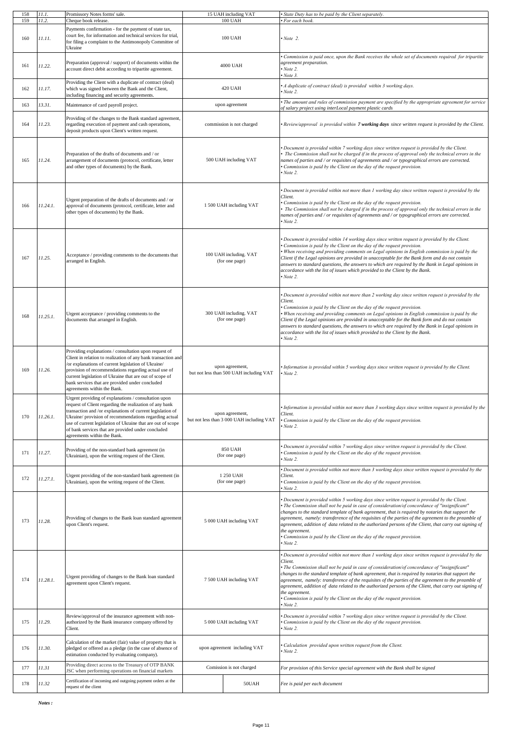| 158 | 11.1. | Promissory Notes forms' sale. | 15 UAH including VAT | • State Duty has to be paid by the Client separately. |
|---|---|---|---|---|
| 159 | 11.2. | Cheque book release. | 100 UAH | • For each book. |
| 160 | 11.11. | Payments confirmation - for the payment of state tax, court fee, for information and technical services for trial, for filing a complaint to the Antimonopoly Committee of Ukraine | 100 UAH | • Note 2. |
| 161 | 11.22. | Preparation (approval / support) of documents within the account direct debit according to tripartite agreement. | 4000 UAH | • Commission is paid once, upon the Bank receives the whole set of documents required for tripartite agreement preparation.<br>• Note 2.<br>• Note 3. |
| 162 | 11.17. | Providing the Client with a duplicate of contract (deal) which was signed between the Bank and the Client, including financing and security agreements. | 420 UAH | • A duplicate of contract (deal) is provided within 3 working days.<br>• Note 2. |
| 163 | 13.31. | Maintenance of card payroll project. | upon agreement | • The amount and rules of commission payment are specified by the appropriate agreement for service of salary project using interLocal payment plastic cards |
| 164 | 11.23. | Providing of the changes to the Bank standard agreement, regarding execution of payment and cash operations, deposit products upon Client's written request. | commission is not charged | • Review/approval is provided within **7 working days** since written request is provided by the Client. |
| 165 | 11.24. | Preparation of the drafts of documents and / or arrangement of documents (protocol, certificate, letter and other types of documents) by the Bank. | 500 UAH including VAT | • Document is provided within 7 working days since written request is provided by the Client.<br>• The Commission shall not be charged if in the process of approval only the technical errors in the names of parties and / or requisites of agreements and / or typographical errors are corrected.<br>• Commission is paid by the Client on the day of the request provision.<br>• Note 2. |
| 166 | 11.24.1. | Urgent preparation of the drafts of documents and / or approval of documents (protocol, certificate, letter and other types of documents) by the Bank. | 1 500 UAH including VAT | • Document is provided within not more than 1 working day since written request is provided by the Client.<br>• Commission is paid by the Client on the day of the request provision.<br>• The Commission shall not be charged if in the process of approval only the technical errors in the names of parties and / or requisites of agreements and / or typographical errors are corrected.<br>• Note 2. |
| 167 | 11.25. | Acceptance / providing comments to the documents that arranged in English. | 100 UAH including. VAT (for one page) | • Document is provided within 14 working days since written request is provided by the Client.<br>• Commission is paid by the Client on the day of the request provision.<br>• When receiving and providing comments on Legal opinions in English commission is paid by the Client if the Legal opinions are provided in unacceptable for the Bank form and do not contain answers to standard questions, the answers to which are required by the Bank in Legal opinions in accordance with the list of issues which provided to the Client by the Bank.<br>• Note 2. |
| 168 | 11.25.1. | Urgent acceptance / providing comments to the documents that arranged in English. | 300 UAH including. VAT (for one page) | • Document is provided within not more than 2 working day since written request is provided by the Client.<br>• Commission is paid by the Client on the day of the request provision.<br>• When receiving and providing comments on Legal opinions in English commission is paid by the Client if the Legal opinions are provided in unacceptable for the Bank form and do not contain answers to standard questions, the answers to which are required by the Bank in Legal opinions in accordance with the list of issues which provided to the Client by the Bank.<br>• Note 2. |
| 169 | 11.26. | Providing explanations / consultation upon request of Client in relation to realization of any bank transaction and /or explanations of current legislation of Ukraine/ provision of recommendations regarding actual use of current legislation of Ukraine that are out of scope of bank services that are provided under concluded agreements within the Bank. | upon agreement, but not less than 500 UAH including VAT | • Information is provided within 5 working days since written request is provided by the Client.<br>• Note 2. |
| 170 | 11.26.1. | Urgent providing of explanations / consultation upon request of Client regarding the realization of any bank transaction and /or explanations of current legislation of Ukraine/ provision of recommendations regarding actual use of current legislation of Ukraine that are out of scope of bank services that are provided under concluded agreements within the Bank. | upon agreement, but not less than 3 000 UAH including VAT | • Information is provided within not more than 3 working days since written request is provided by the Client.<br>• Commission is paid by the Client on the day of the request provision.<br>• Note 2. |
| 171 | 11.27. | Providing of the non-standard bank agreement (in Ukrainian), upon the writing request of the Client. | 850 UAH (for one page) | • Document is provided within 7 working days since written request is provided by the Client.<br>• Commission is paid by the Client on the day of the request provision.<br>• Note 2. |
| 172 | 11.27.1. | Urgent providing of the non-standard bank agreement (in Ukrainian), upon the writing request of the Client. | 1 250 UAH (for one page) | • Document is provided within not more than 3 working days since written request is provided by the Client.<br>• Commission is paid by the Client on the day of the request provision.<br>• Note 2. |
| 173 | 11.28. | Providing of changes to the Bank loan standard agreement upon Client's request. | 5 000 UAH including VAT | • Document is provided within 5 working days since written request is provided by the Client.<br>• The Commission shall not be paid in case of consideration/of concordance of "insignificant" changes to the standard template of bank agreement, that is required by notaries that support the agreement, namely: transference of the requisites of the parties of the agreement to the preamble of agreement, addition of data related to the authorized persons of the Client, that carry out signing of the agreement.<br>• Commission is paid by the Client on the day of the request provision.<br>• Note 2. |
| 174 | 11.28.1. | Urgent providing of changes to the Bank loan standard agreement upon Client's request. | 7 500 UAH including VAT | • Document is provided within not more than 1 working days since written request is provided by the Client.<br>• The Commission shall not be paid in case of consideration/of concordance of "insignificant" changes to the standard template of bank agreement, that is required by notaries that support the agreement, namely: transference of the requisites of the parties of the agreement to the preamble of agreement, addition of data related to the authorized persons of the Client, that carry out signing of the agreement.<br>• Commission is paid by the Client on the day of the request provision.<br>• Note 2. |
| 175 | 11.29. | Review/approval of the insurance agreement with non-authorized by the Bank insurance company offered by Client. | 5 000 UAH including VAT | • Document is provided within 7 working days since written request is provided by the Client.<br>• Commission is paid by the Client on the day of the request provision.<br>• Note 2. |
| 176 | 11.30. | Calculation of the market (fair) value of property that is pledged or offered as a pledge (in the case of absence of estimation conducted by evaluating company). | upon agreement including VAT | • Calculation provided upon written request from the Client.<br>• Note 2. |
| 177 | 11.31 | Providing direct access to the Treasury of OTP BANK JSC when performing operations on financial markets | Comission is not charged | For provision of this Service special agreement with the Bank shall be signed |
| 178 | 11.32 | Certification of incoming and outgoing payment orders at the request of the client | 50UAH | Fee is paid per each document |

***Notes :***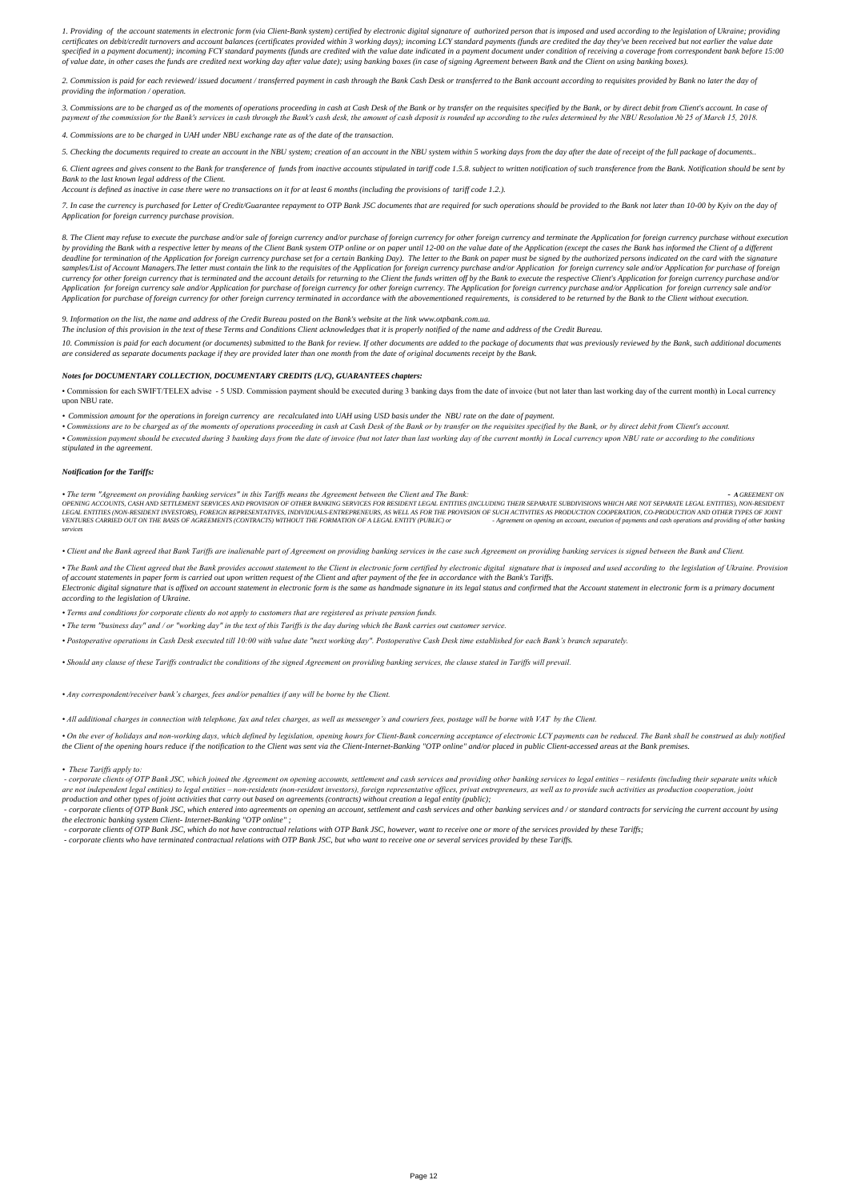*1. Providing of the account statements in electronic form (via Client-Bank system) certified by electronic digital signature of authorized person that is imposed and used according to the legislation of Ukraine; providing certificates on debit/credit turnovers and account balances (certificates provided within 3 working days); incoming LCY standard payments (funds are credited the day they've been received but not earlier the value date specified in a payment document); incoming FCY standard payments (funds are credited with the value date indicated in a payment document under condition of receiving a coverage from correspondent bank before 15:00 of value date, in other cases the funds are credited next working day after value date); using banking boxes (in case of signing Agreement between Bank and the Client on using banking boxes).*

*2. Commission is paid for each reviewed/ issued document / transferred payment in cash through the Bank Cash Desk or transferred to the Bank account according to requisites provided by Bank no later the day of providing the information / operation.*

*3. Commissions are to be charged as of the moments of operations proceeding in cash at Cash Desk of the Bank or by transfer on the requisites specified by the Bank, or by direct debit from Client's account. In case of payment of the commission for the Bank's services in cash through the Bank's cash desk, the amount of cash deposit is rounded up according to the rules determined by the NBU Resolution № 25 of March 15, 2018.*

*4. Commissions are to be charged in UAH under NBU exchange rate as of the date of the transaction.*

*5. Checking the documents required to create an account in the NBU system; creation of an account in the NBU system within 5 working days from the day after the date of receipt of the full package of documents..*

*6. Client agrees and gives consent to the Bank for transference of funds from inactive accounts stipulated in tariff code 1.5.8. subject to written notification of such transference from the Bank. Notification should be sent by Bank to the last known legal address of the Client.*
*Account is defined as inactive in case there were no transactions on it for at least 6 months (including the provisions of tariff code 1.2.).*

*7. In case the currency is purchased for Letter of Credit/Guarantee repayment to OTP Bank JSC documents that are required for such operations should be provided to the Bank not later than 10-00 by Kyiv on the day of Application for foreign currency purchase provision.*

*8. The Client may refuse to execute the purchase and/or sale of foreign currency and/or purchase of foreign currency for other foreign currency and terminate the Application for foreign currency purchase without execution by providing the Bank with a respective letter by means of the Client Bank system OTP online or on paper until 12-00 on the value date of the Application (except the cases the Bank has informed the Client of a different deadline for termination of the Application for foreign currency purchase set for a certain Banking Day). The letter to the Bank on paper must be signed by the authorized persons indicated on the card with the signature samples/List of Account Managers.The letter must contain the link to the requisites of the Application for foreign currency purchase and/or Application for foreign currency sale and/or Application for purchase of foreign currency for other foreign currency that is terminated and the account details for returning to the Client the funds written off by the Bank to execute the respective Client's Application for foreign currency purchase and/or Application for foreign currency sale and/or Application for purchase of foreign currency for other foreign currency. The Application for foreign currency purchase and/or Application for foreign currency sale and/or Application for purchase of foreign currency for other foreign currency terminated in accordance with the abovementioned requirements, is considered to be returned by the Bank to the Client without execution.*

*9. Information on the list, the name and address of the Credit Bureau posted on the Bank's website at the link www.otpbank.com.ua.*
*The inclusion of this provision in the text of these Terms and Conditions Client acknowledges that it is properly notified of the name and address of the Credit Bureau.*

*10. Commission is paid for each document (or documents) submitted to the Bank for review. If other documents are added to the package of documents that was previously reviewed by the Bank, such additional documents are considered as separate documents package if they are provided later than one month from the date of original documents receipt by the Bank.*

***Notes for DOCUMENTARY COLLECTION, DOCUMENTARY CREDITS (L/C), GUARANTEES chapters:***

• Commission for each SWIFT/TELEX advise - 5 USD. Commission payment should be executed during 3 banking days from the date of invoice (but not later than last working day of the current month) in Local currency upon NBU rate.

• *Commission amount for the operations in foreign currency are recalculated into UAH using USD basis under the NBU rate on the date of payment.*

• *Commissions are to be charged as of the moments of operations proceeding in cash at Cash Desk of the Bank or by transfer on the requisites specified by the Bank, or by direct debit from Client's account.*

• *Commission payment should be executed during 3 banking days from the date of invoice (but not later than last working day of the current month) in Local currency upon NBU rate or according to the conditions stipulated in the agreement.*

***Notification for the Tariffs:***

• *The term "Agreement on providing banking services" in this Tariffs means the Agreement between the Client and The Bank: - AGREEMENT ON OPENING ACCOUNTS, CASH AND SETTLEMENT SERVICES AND PROVISION OF OTHER BANKING SERVICES FOR RESIDENT LEGAL ENTITIES (INCLUDING THEIR SEPARATE SUBDIVISIONS WHICH ARE NOT SEPARATE LEGAL ENTITIES), NON-RESIDENT LEGAL ENTITIES (NON-RESIDENT INVESTORS), FOREIGN REPRESENTATIVES, INDIVIDUALS-ENTREPRENEURS, AS WELL AS FOR THE PROVISION OF SUCH ACTIVITIES AS PRODUCTION COOPERATION, CO-PRODUCTION AND OTHER TYPES OF JOINT VENTURES CARRIED OUT ON THE BASIS OF AGREEMENTS (CONTRACTS) WITHOUT THE FORMATION OF A LEGAL ENTITY (PUBLIC) or - Agreement on opening an account, execution of payments and cash operations and providing of other banking services*

• *Client and the Bank agreed that Bank Tariffs are inalienable part of Agreement on providing banking services in the case such Agreement on providing banking services is signed between the Bank and Client.*

• *The Bank and the Client agreed that the Bank provides account statement to the Client in electronic form certified by electronic digital signature that is imposed and used according to the legislation of Ukraine. Provision of account statements in paper form is carried out upon written request of the Client and after payment of the fee in accordance with the Bank's Tariffs.*
*Electronic digital signature that is affixed on account statement in electronic form is the same as handmade signature in its legal status and confirmed that the Account statement in electronic form is a primary document according to the legislation of Ukraine.*

• *Terms and conditions for corporate clients do not apply to customers that are registered as private pension funds.*

• *The term "business day" and / or "working day" in the text of this Tariffs is the day during which the Bank carries out customer service.*

• *Postoperative operations in Cash Desk executed till 10:00 with value date "next working day". Postoperative Cash Desk time established for each Bank's branch separately.*

• *Should any clause of these Tariffs contradict the conditions of the signed Agreement on providing banking services, the clause stated in Tariffs will prevail.*

• *Any correspondent/receiver bank's charges, fees and/or penalties if any will be borne by the Client.*

• *All additional charges in connection with telephone, fax and telex charges, as well as messenger's and couriers fees, postage will be borne with VAT by the Client.*

• *On the ever of holidays and non-working days, which defined by legislation, opening hours for Client-Bank concerning acceptance of electronic LCY payments can be reduced. The Bank shall be construed as duly notified the Client of the opening hours reduce if the notification to the Client was sent via the Client-Internet-Banking "OTP online" and/or placed in public Client-accessed areas at the Bank premises.*

• *These Tariffs apply to:*
*- corporate clients of OTP Bank JSC, which joined the Agreement on opening accounts, settlement and cash services and providing other banking services to legal entities – residents (including their separate units which are not independent legal entities) to legal entities – non-residents (non-resident investors), foreign representative offices, privat entrepreneurs, as well as to provide such activities as production cooperation, joint production and other types of joint activities that carry out based on agreements (contracts) without creation a legal entity (public);*
*- corporate clients of OTP Bank JSC, which entered into agreements on opening an account, settlement and cash services and other banking services and / or standard contracts for servicing the current account by using the electronic banking system Client- Internet-Banking "OTP online" ;*
*- corporate clients of OTP Bank JSC, which do not have contractual relations with OTP Bank JSC, however, want to receive one or more of the services provided by these Tariffs;*
*- corporate clients who have terminated contractual relations with OTP Bank JSC, but who want to receive one or several services provided by these Tariffs.*